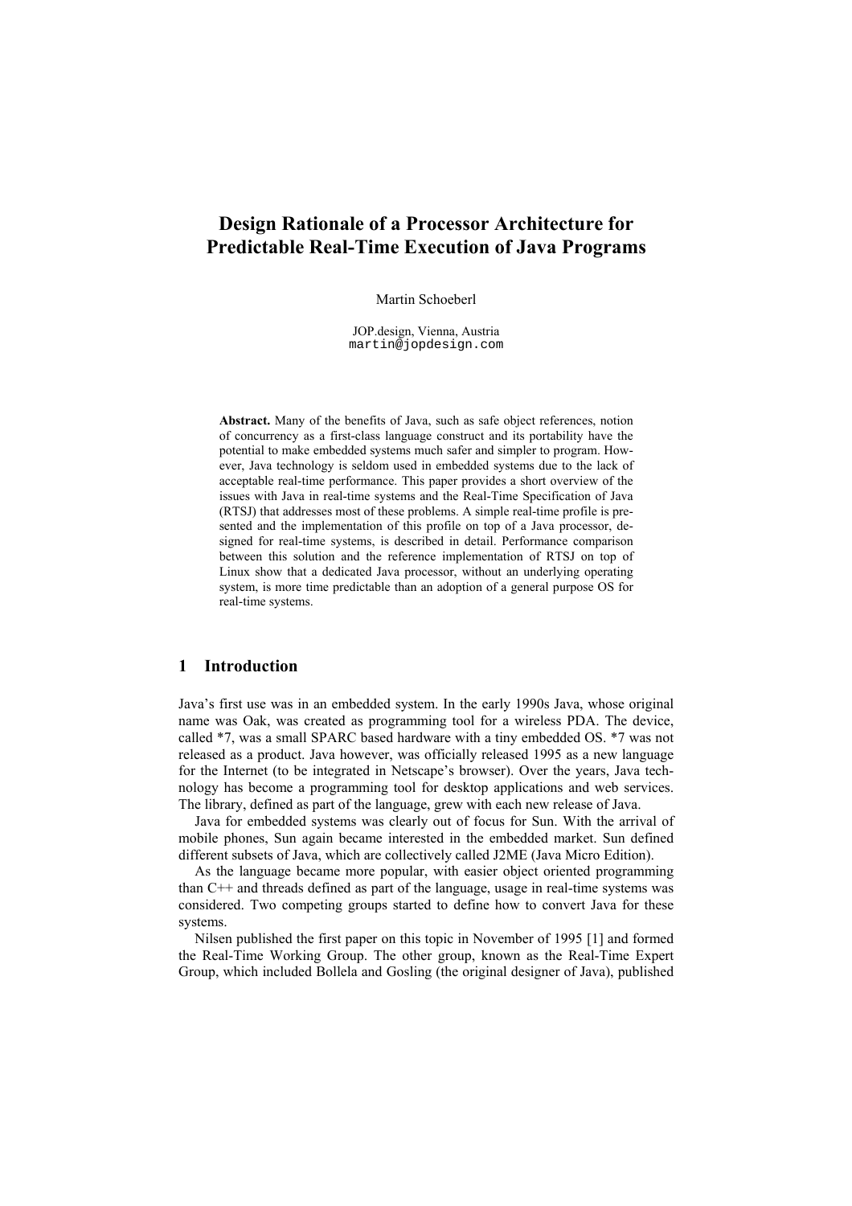# Design Rationale of a Processor Architecture for Predictable Real-Time Execution of Java Programs

Martin Schoeberl

JOP.design, Vienna, Austria
martin@jopdesign.com

**Abstract.** Many of the benefits of Java, such as safe object references, notion of concurrency as a first-class language construct and its portability have the potential to make embedded systems much safer and simpler to program. However, Java technology is seldom used in embedded systems due to the lack of acceptable real-time performance. This paper provides a short overview of the issues with Java in real-time systems and the Real-Time Specification of Java (RTSJ) that addresses most of these problems. A simple real-time profile is presented and the implementation of this profile on top of a Java processor, designed for real-time systems, is described in detail. Performance comparison between this solution and the reference implementation of RTSJ on top of Linux show that a dedicated Java processor, without an underlying operating system, is more time predictable than an adoption of a general purpose OS for real-time systems.

## 1 Introduction

Java's first use was in an embedded system. In the early 1990s Java, whose original name was Oak, was created as programming tool for a wireless PDA. The device, called *7, was a small SPARC based hardware with a tiny embedded OS. *7 was not released as a product. Java however, was officially released 1995 as a new language for the Internet (to be integrated in Netscape's browser). Over the years, Java technology has become a programming tool for desktop applications and web services. The library, defined as part of the language, grew with each new release of Java.

Java for embedded systems was clearly out of focus for Sun. With the arrival of mobile phones, Sun again became interested in the embedded market. Sun defined different subsets of Java, which are collectively called J2ME (Java Micro Edition).

As the language became more popular, with easier object oriented programming than C++ and threads defined as part of the language, usage in real-time systems was considered. Two competing groups started to define how to convert Java for these systems.

Nilsen published the first paper on this topic in November of 1995 [1] and formed the Real-Time Working Group. The other group, known as the Real-Time Expert Group, which included Bollela and Gosling (the original designer of Java), published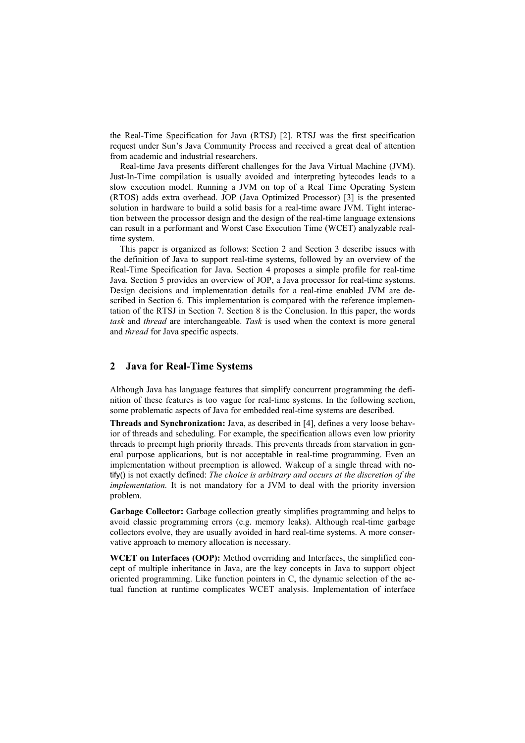the Real-Time Specification for Java (RTSJ) [2]. RTSJ was the first specification request under Sun's Java Community Process and received a great deal of attention from academic and industrial researchers.

Real-time Java presents different challenges for the Java Virtual Machine (JVM). Just-In-Time compilation is usually avoided and interpreting bytecodes leads to a slow execution model. Running a JVM on top of a Real Time Operating System (RTOS) adds extra overhead. JOP (Java Optimized Processor) [3] is the presented solution in hardware to build a solid basis for a real-time aware JVM. Tight interaction between the processor design and the design of the real-time language extensions can result in a performant and Worst Case Execution Time (WCET) analyzable real-time system.

This paper is organized as follows: Section 2 and Section 3 describe issues with the definition of Java to support real-time systems, followed by an overview of the Real-Time Specification for Java. Section 4 proposes a simple profile for real-time Java. Section 5 provides an overview of JOP, a Java processor for real-time systems. Design decisions and implementation details for a real-time enabled JVM are described in Section 6. This implementation is compared with the reference implementation of the RTSJ in Section 7. Section 8 is the Conclusion. In this paper, the words *task* and *thread* are interchangeable. *Task* is used when the context is more general and *thread* for Java specific aspects.

## 2 Java for Real-Time Systems

Although Java has language features that simplify concurrent programming the definition of these features is too vague for real-time systems. In the following section, some problematic aspects of Java for embedded real-time systems are described.

**Threads and Synchronization:** Java, as described in [4], defines a very loose behavior of threads and scheduling. For example, the specification allows even low priority threads to preempt high priority threads. This prevents threads from starvation in general purpose applications, but is not acceptable in real-time programming. Even an implementation without preemption is allowed. Wakeup of a single thread with notify() is not exactly defined: *The choice is arbitrary and occurs at the discretion of the implementation.* It is not mandatory for a JVM to deal with the priority inversion problem.

**Garbage Collector:** Garbage collection greatly simplifies programming and helps to avoid classic programming errors (e.g. memory leaks). Although real-time garbage collectors evolve, they are usually avoided in hard real-time systems. A more conservative approach to memory allocation is necessary.

**WCET on Interfaces (OOP):** Method overriding and Interfaces, the simplified concept of multiple inheritance in Java, are the key concepts in Java to support object oriented programming. Like function pointers in C, the dynamic selection of the actual function at runtime complicates WCET analysis. Implementation of interface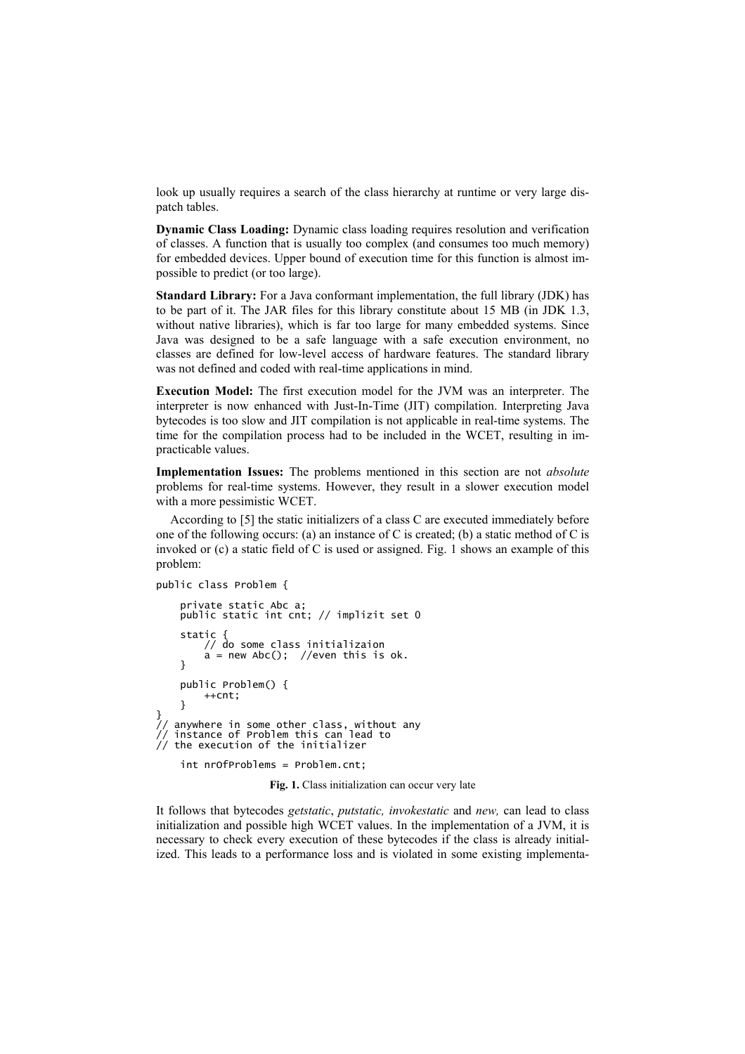look up usually requires a search of the class hierarchy at runtime or very large dispatch tables.

**Dynamic Class Loading:** Dynamic class loading requires resolution and verification of classes. A function that is usually too complex (and consumes too much memory) for embedded devices. Upper bound of execution time for this function is almost impossible to predict (or too large).

**Standard Library:** For a Java conformant implementation, the full library (JDK) has to be part of it. The JAR files for this library constitute about 15 MB (in JDK 1.3, without native libraries), which is far too large for many embedded systems. Since Java was designed to be a safe language with a safe execution environment, no classes are defined for low-level access of hardware features. The standard library was not defined and coded with real-time applications in mind.

**Execution Model:** The first execution model for the JVM was an interpreter. The interpreter is now enhanced with Just-In-Time (JIT) compilation. Interpreting Java bytecodes is too slow and JIT compilation is not applicable in real-time systems. The time for the compilation process had to be included in the WCET, resulting in impracticable values.

**Implementation Issues:** The problems mentioned in this section are not *absolute* problems for real-time systems. However, they result in a slower execution model with a more pessimistic WCET.

According to [5] the static initializers of a class C are executed immediately before one of the following occurs: (a) an instance of C is created; (b) a static method of C is invoked or (c) a static field of C is used or assigned. Fig. 1 shows an example of this problem:

```
public class Problem {

    private static Abc a;
    public static int cnt; // implizit set 0

    static {
        // do some class initializaion
        a = new Abc();  //even this is ok.
    }

    public Problem() {
        ++cnt;
    }
}
// anywhere in some other class, without any
// instance of Problem this can lead to
// the execution of the initializer

    int nrOfProblems = Problem.cnt;
```

**Fig. 1.** Class initialization can occur very late

It follows that bytecodes *getstatic*, *putstatic, invokestatic* and *new,* can lead to class initialization and possible high WCET values. In the implementation of a JVM, it is necessary to check every execution of these bytecodes if the class is already initialized. This leads to a performance loss and is violated in some existing implementa-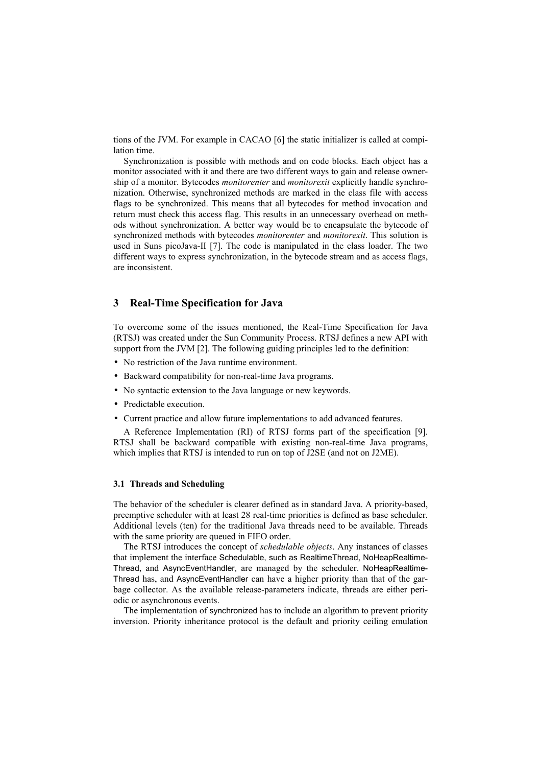tions of the JVM. For example in CACAO [6] the static initializer is called at compilation time.

Synchronization is possible with methods and on code blocks. Each object has a monitor associated with it and there are two different ways to gain and release ownership of a monitor. Bytecodes *monitorenter* and *monitorexit* explicitly handle synchronization. Otherwise, synchronized methods are marked in the class file with access flags to be synchronized. This means that all bytecodes for method invocation and return must check this access flag. This results in an unnecessary overhead on methods without synchronization. A better way would be to encapsulate the bytecode of synchronized methods with bytecodes *monitorenter* and *monitorexit*. This solution is used in Suns picoJava-II [7]. The code is manipulated in the class loader. The two different ways to express synchronization, in the bytecode stream and as access flags, are inconsistent.

## 3 Real-Time Specification for Java

To overcome some of the issues mentioned, the Real-Time Specification for Java (RTSJ) was created under the Sun Community Process. RTSJ defines a new API with support from the JVM [2]. The following guiding principles led to the definition:

- No restriction of the Java runtime environment.
- Backward compatibility for non-real-time Java programs.
- No syntactic extension to the Java language or new keywords.
- Predictable execution.
- Current practice and allow future implementations to add advanced features.

A Reference Implementation (RI) of RTSJ forms part of the specification [9]. RTSJ shall be backward compatible with existing non-real-time Java programs, which implies that RTSJ is intended to run on top of J2SE (and not on J2ME).

### 3.1 Threads and Scheduling

The behavior of the scheduler is clearer defined as in standard Java. A priority-based, preemptive scheduler with at least 28 real-time priorities is defined as base scheduler. Additional levels (ten) for the traditional Java threads need to be available. Threads with the same priority are queued in FIFO order.

The RTSJ introduces the concept of *schedulable objects*. Any instances of classes that implement the interface Schedulable, such as RealtimeThread, NoHeapRealtimeThread, and AsyncEventHandler, are managed by the scheduler. NoHeapRealtimeThread has, and AsyncEventHandler can have a higher priority than that of the garbage collector. As the available release-parameters indicate, threads are either periodic or asynchronous events.

The implementation of synchronized has to include an algorithm to prevent priority inversion. Priority inheritance protocol is the default and priority ceiling emulation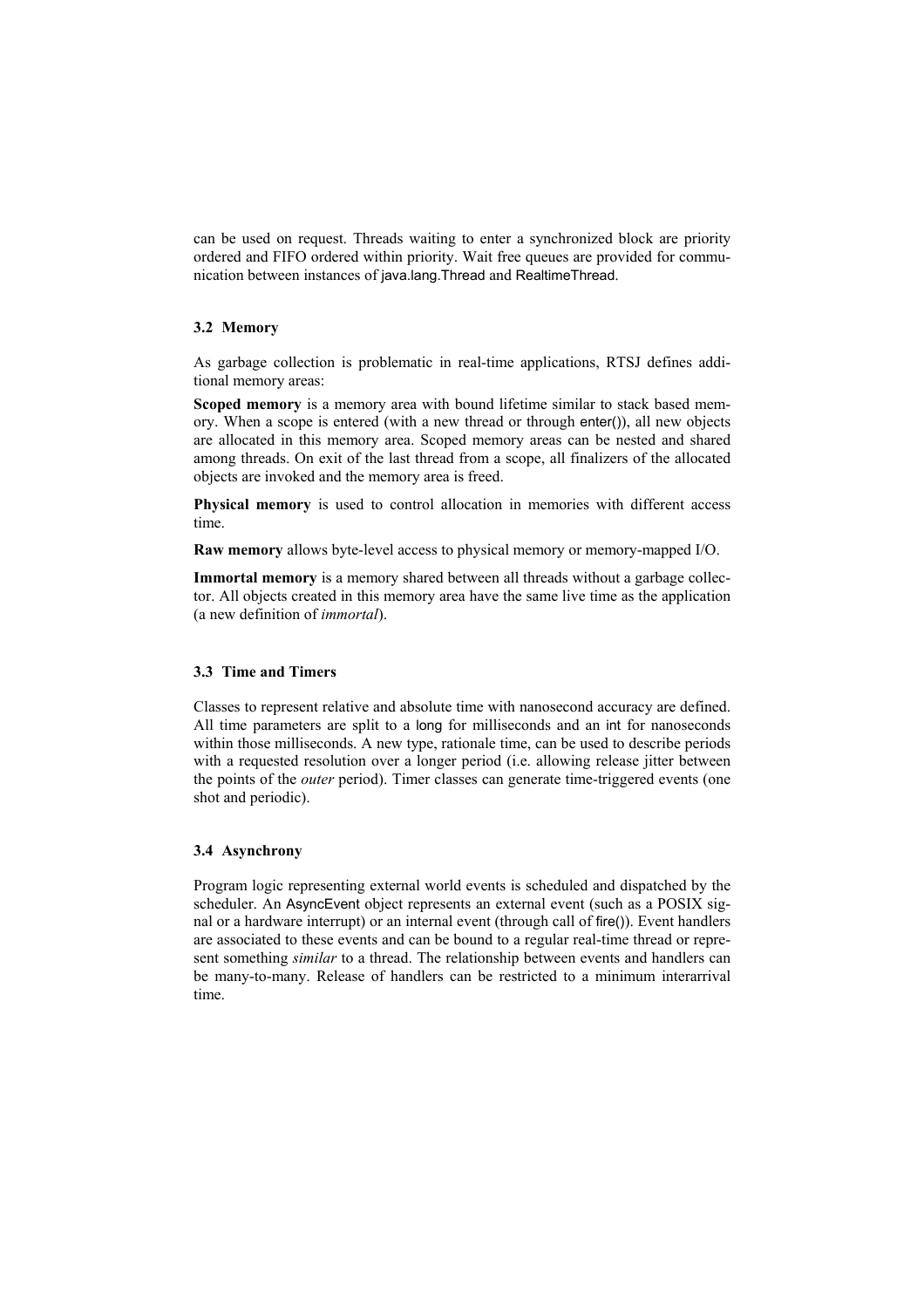can be used on request. Threads waiting to enter a synchronized block are priority ordered and FIFO ordered within priority. Wait free queues are provided for communication between instances of java.lang.Thread and RealtimeThread.

### 3.2 Memory

As garbage collection is problematic in real-time applications, RTSJ defines additional memory areas:

**Scoped memory** is a memory area with bound lifetime similar to stack based memory. When a scope is entered (with a new thread or through enter()), all new objects are allocated in this memory area. Scoped memory areas can be nested and shared among threads. On exit of the last thread from a scope, all finalizers of the allocated objects are invoked and the memory area is freed.

**Physical memory** is used to control allocation in memories with different access time.

**Raw memory** allows byte-level access to physical memory or memory-mapped I/O.

**Immortal memory** is a memory shared between all threads without a garbage collector. All objects created in this memory area have the same live time as the application (a new definition of *immortal*).

### 3.3 Time and Timers

Classes to represent relative and absolute time with nanosecond accuracy are defined. All time parameters are split to a long for milliseconds and an int for nanoseconds within those milliseconds. A new type, rationale time, can be used to describe periods with a requested resolution over a longer period (i.e. allowing release jitter between the points of the *outer* period). Timer classes can generate time-triggered events (one shot and periodic).

### 3.4 Asynchrony

Program logic representing external world events is scheduled and dispatched by the scheduler. An AsyncEvent object represents an external event (such as a POSIX signal or a hardware interrupt) or an internal event (through call of fire()). Event handlers are associated to these events and can be bound to a regular real-time thread or represent something *similar* to a thread. The relationship between events and handlers can be many-to-many. Release of handlers can be restricted to a minimum interarrival time.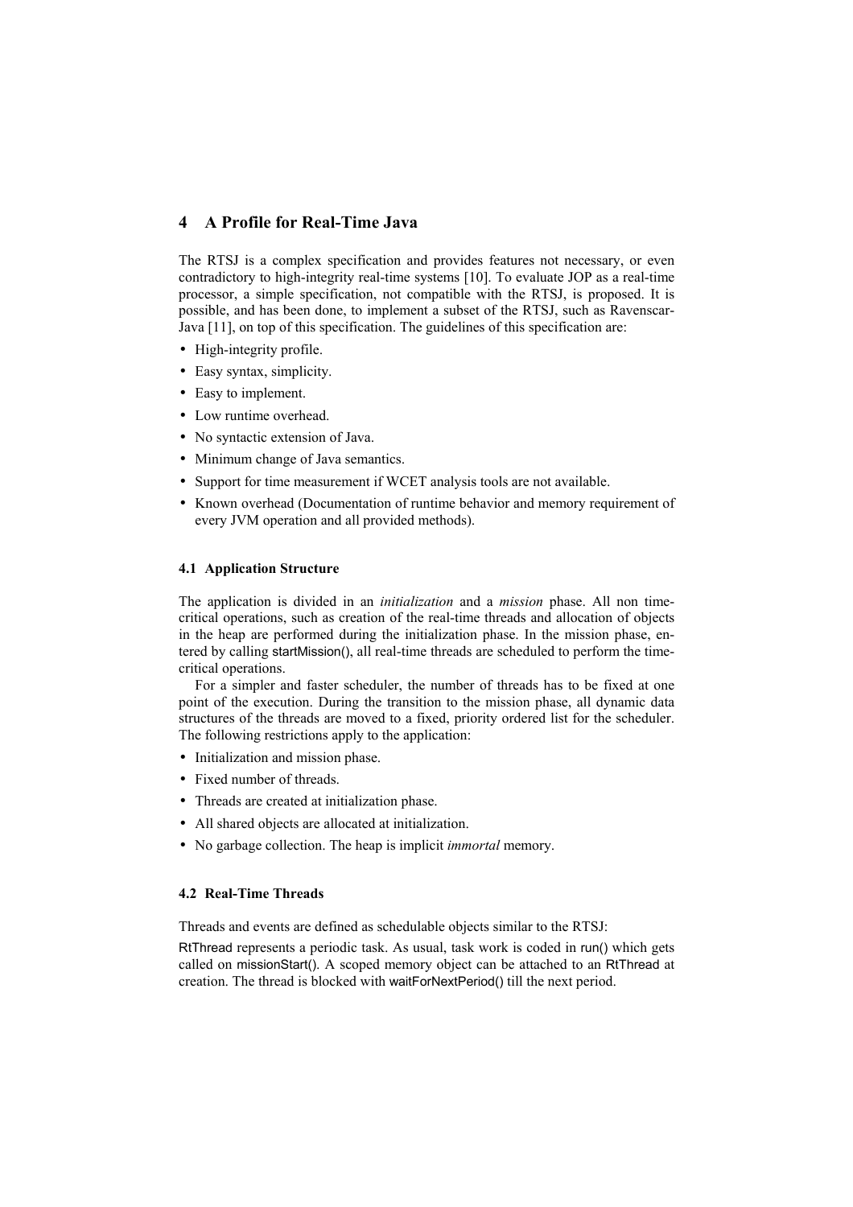## 4 A Profile for Real-Time Java

The RTSJ is a complex specification and provides features not necessary, or even contradictory to high-integrity real-time systems [10]. To evaluate JOP as a real-time processor, a simple specification, not compatible with the RTSJ, is proposed. It is possible, and has been done, to implement a subset of the RTSJ, such as Ravenscar-Java [11], on top of this specification. The guidelines of this specification are:

- High-integrity profile.
- Easy syntax, simplicity.
- Easy to implement.
- Low runtime overhead.
- No syntactic extension of Java.
- Minimum change of Java semantics.
- Support for time measurement if WCET analysis tools are not available.
- Known overhead (Documentation of runtime behavior and memory requirement of every JVM operation and all provided methods).

### 4.1 Application Structure

The application is divided in an *initialization* and a *mission* phase. All non time-critical operations, such as creation of the real-time threads and allocation of objects in the heap are performed during the initialization phase. In the mission phase, entered by calling startMission(), all real-time threads are scheduled to perform the time-critical operations.

For a simpler and faster scheduler, the number of threads has to be fixed at one point of the execution. During the transition to the mission phase, all dynamic data structures of the threads are moved to a fixed, priority ordered list for the scheduler. The following restrictions apply to the application:

- Initialization and mission phase.
- Fixed number of threads.
- Threads are created at initialization phase.
- All shared objects are allocated at initialization.
- No garbage collection. The heap is implicit *immortal* memory.

### 4.2 Real-Time Threads

Threads and events are defined as schedulable objects similar to the RTSJ:

RtThread represents a periodic task. As usual, task work is coded in run() which gets called on missionStart(). A scoped memory object can be attached to an RtThread at creation. The thread is blocked with waitForNextPeriod() till the next period.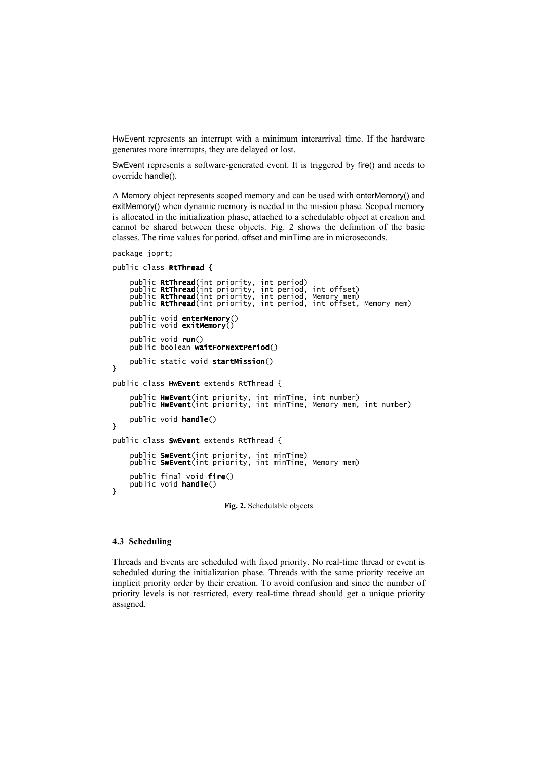HwEvent represents an interrupt with a minimum interarrival time. If the hardware generates more interrupts, they are delayed or lost.

SwEvent represents a software-generated event. It is triggered by fire() and needs to override handle().

A Memory object represents scoped memory and can be used with enterMemory() and exitMemory() when dynamic memory is needed in the mission phase. Scoped memory is allocated in the initialization phase, attached to a schedulable object at creation and cannot be shared between these objects. Fig. 2 shows the definition of the basic classes. The time values for period, offset and minTime are in microseconds.

```
package joprt;

public class RtThread {

    public RtThread(int priority, int period)
    public RtThread(int priority, int period, int offset)
    public RtThread(int priority, int period, Memory mem)
    public RtThread(int priority, int period, int offset, Memory mem)

    public void enterMemory()
    public void exitMemory()

    public void run()
    public boolean waitForNextPeriod()

    public static void startMission()
}

public class HwEvent extends RtThread {

    public HwEvent(int priority, int minTime, int number)
    public HwEvent(int priority, int minTime, Memory mem, int number)

    public void handle()
}

public class SwEvent extends RtThread {

    public SwEvent(int priority, int minTime)
    public SwEvent(int priority, int minTime, Memory mem)

    public final void fire()
    public void handle()
}
```

**Fig. 2.** Schedulable objects

### 4.3 Scheduling

Threads and Events are scheduled with fixed priority. No real-time thread or event is scheduled during the initialization phase. Threads with the same priority receive an implicit priority order by their creation. To avoid confusion and since the number of priority levels is not restricted, every real-time thread should get a unique priority assigned.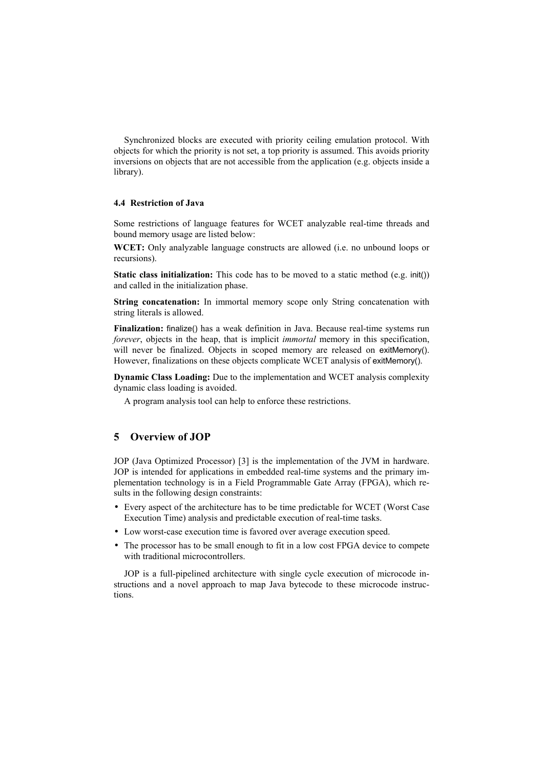Synchronized blocks are executed with priority ceiling emulation protocol. With objects for which the priority is not set, a top priority is assumed. This avoids priority inversions on objects that are not accessible from the application (e.g. objects inside a library).

### 4.4 Restriction of Java

Some restrictions of language features for WCET analyzable real-time threads and bound memory usage are listed below:

**WCET:** Only analyzable language constructs are allowed (i.e. no unbound loops or recursions).

**Static class initialization:** This code has to be moved to a static method (e.g. init()) and called in the initialization phase.

**String concatenation:** In immortal memory scope only String concatenation with string literals is allowed.

**Finalization:** finalize() has a weak definition in Java. Because real-time systems run *forever*, objects in the heap, that is implicit *immortal* memory in this specification, will never be finalized. Objects in scoped memory are released on exitMemory(). However, finalizations on these objects complicate WCET analysis of exitMemory().

**Dynamic Class Loading:** Due to the implementation and WCET analysis complexity dynamic class loading is avoided.

A program analysis tool can help to enforce these restrictions.

## 5 Overview of JOP

JOP (Java Optimized Processor) [3] is the implementation of the JVM in hardware. JOP is intended for applications in embedded real-time systems and the primary implementation technology is in a Field Programmable Gate Array (FPGA), which results in the following design constraints:

- Every aspect of the architecture has to be time predictable for WCET (Worst Case Execution Time) analysis and predictable execution of real-time tasks.
- Low worst-case execution time is favored over average execution speed.
- The processor has to be small enough to fit in a low cost FPGA device to compete with traditional microcontrollers.

JOP is a full-pipelined architecture with single cycle execution of microcode instructions and a novel approach to map Java bytecode to these microcode instructions.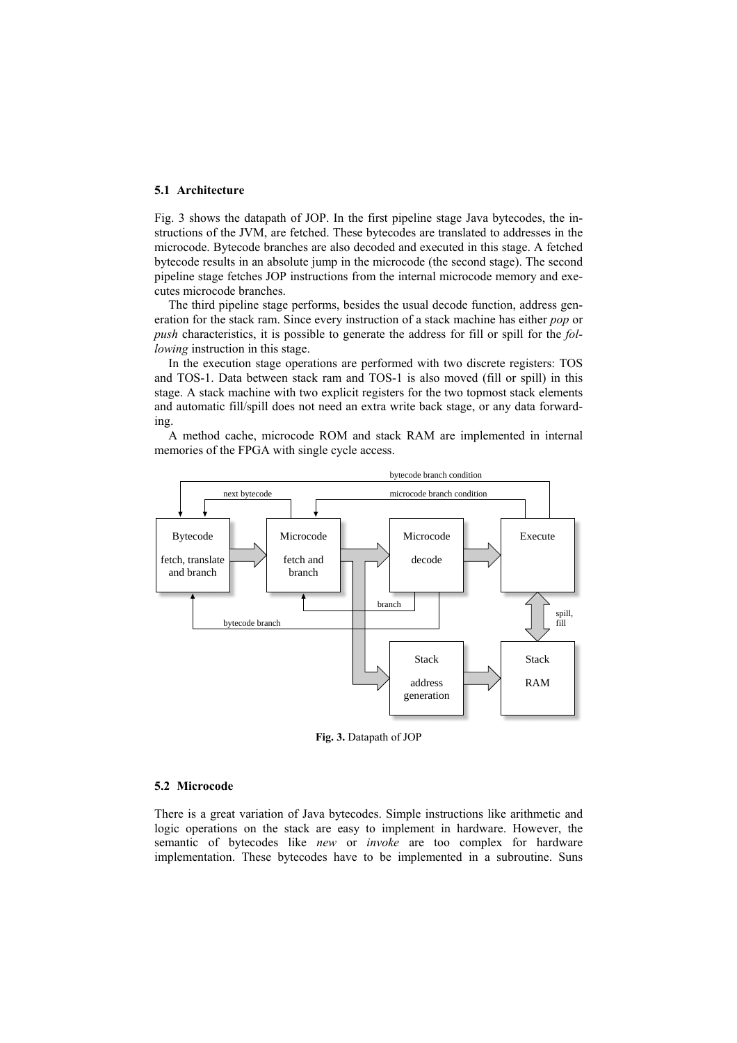### 5.1 Architecture

Fig. 3 shows the datapath of JOP. In the first pipeline stage Java bytecodes, the instructions of the JVM, are fetched. These bytecodes are translated to addresses in the microcode. Bytecode branches are also decoded and executed in this stage. A fetched bytecode results in an absolute jump in the microcode (the second stage). The second pipeline stage fetches JOP instructions from the internal microcode memory and executes microcode branches.

The third pipeline stage performs, besides the usual decode function, address generation for the stack ram. Since every instruction of a stack machine has either *pop* or *push* characteristics, it is possible to generate the address for fill or spill for the *following* instruction in this stage.

In the execution stage operations are performed with two discrete registers: TOS and TOS-1. Data between stack ram and TOS-1 is also moved (fill or spill) in this stage. A stack machine with two explicit registers for the two topmost stack elements and automatic fill/spill does not need an extra write back stage, or any data forwarding.

A method cache, microcode ROM and stack RAM are implemented in internal memories of the FPGA with single cycle access.

**Fig. 3.** Datapath of JOP

### 5.2 Microcode

There is a great variation of Java bytecodes. Simple instructions like arithmetic and logic operations on the stack are easy to implement in hardware. However, the semantic of bytecodes like *new* or *invoke* are too complex for hardware implementation. These bytecodes have to be implemented in a subroutine. Suns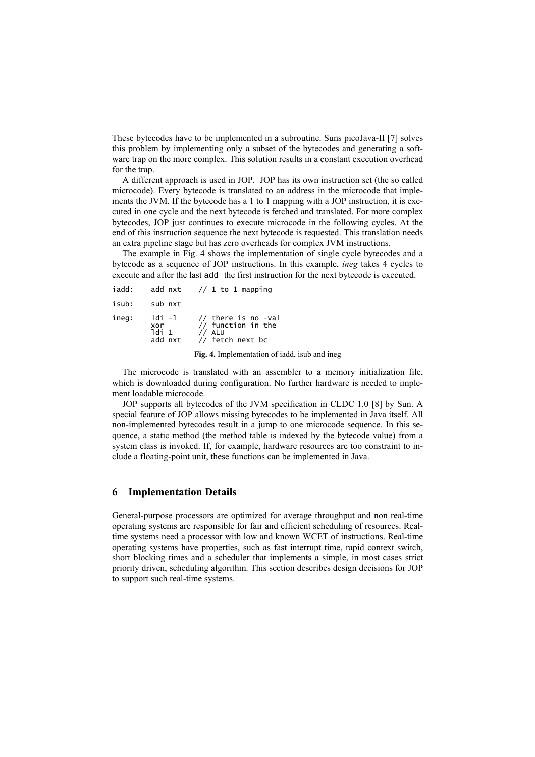These bytecodes have to be implemented in a subroutine. Suns picoJava-II [7] solves this problem by implementing only a subset of the bytecodes and generating a software trap on the more complex. This solution results in a constant execution overhead for the trap.

A different approach is used in JOP. JOP has its own instruction set (the so called microcode). Every bytecode is translated to an address in the microcode that implements the JVM. If the bytecode has a 1 to 1 mapping with a JOP instruction, it is executed in one cycle and the next bytecode is fetched and translated. For more complex bytecodes, JOP just continues to execute microcode in the following cycles. At the end of this instruction sequence the next bytecode is requested. This translation needs an extra pipeline stage but has zero overheads for complex JVM instructions.

The example in Fig. 4 shows the implementation of single cycle bytecodes and a bytecode as a sequence of JOP instructions. In this example, *ineg* takes 4 cycles to execute and after the last `add` the first instruction for the next bytecode is executed.

```
iadd:    add nxt    // 1 to 1 mapping

isub:    sub nxt

ineg:    ldi -1     // there is no -val
         xor        // function in the
         ldi 1      // ALU
         add nxt    // fetch next bc
```

**Fig. 4.** Implementation of iadd, isub and ineg

The microcode is translated with an assembler to a memory initialization file, which is downloaded during configuration. No further hardware is needed to implement loadable microcode.

JOP supports all bytecodes of the JVM specification in CLDC 1.0 [8] by Sun. A special feature of JOP allows missing bytecodes to be implemented in Java itself. All non-implemented bytecodes result in a jump to one microcode sequence. In this sequence, a static method (the method table is indexed by the bytecode value) from a system class is invoked. If, for example, hardware resources are too constraint to include a floating-point unit, these functions can be implemented in Java.

## 6 Implementation Details

General-purpose processors are optimized for average throughput and non real-time operating systems are responsible for fair and efficient scheduling of resources. Real-time systems need a processor with low and known WCET of instructions. Real-time operating systems have properties, such as fast interrupt time, rapid context switch, short blocking times and a scheduler that implements a simple, in most cases strict priority driven, scheduling algorithm. This section describes design decisions for JOP to support such real-time systems.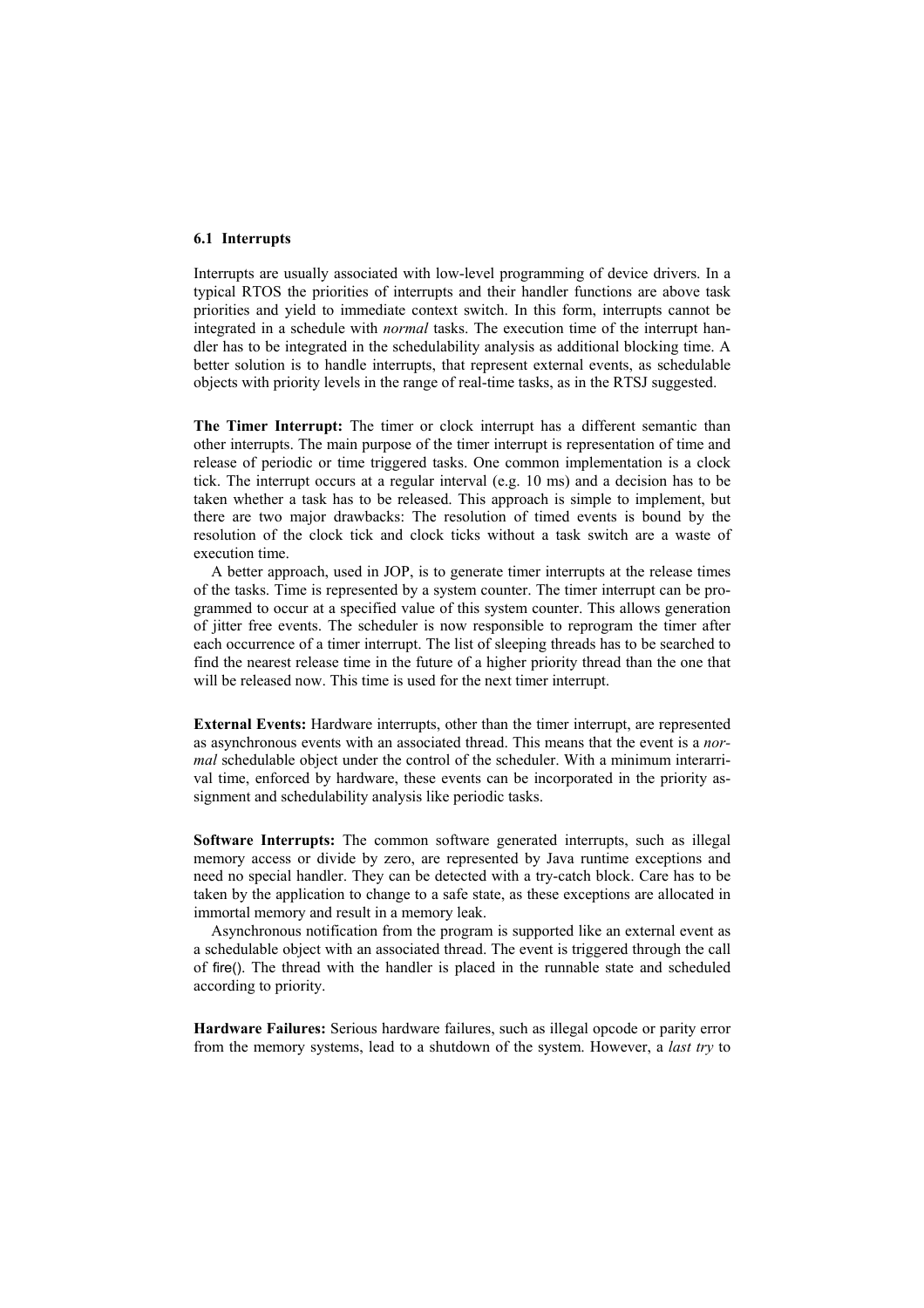### 6.1 Interrupts

Interrupts are usually associated with low-level programming of device drivers. In a typical RTOS the priorities of interrupts and their handler functions are above task priorities and yield to immediate context switch. In this form, interrupts cannot be integrated in a schedule with *normal* tasks. The execution time of the interrupt handler has to be integrated in the schedulability analysis as additional blocking time. A better solution is to handle interrupts, that represent external events, as schedulable objects with priority levels in the range of real-time tasks, as in the RTSJ suggested.

**The Timer Interrupt:** The timer or clock interrupt has a different semantic than other interrupts. The main purpose of the timer interrupt is representation of time and release of periodic or time triggered tasks. One common implementation is a clock tick. The interrupt occurs at a regular interval (e.g. 10 ms) and a decision has to be taken whether a task has to be released. This approach is simple to implement, but there are two major drawbacks: The resolution of timed events is bound by the resolution of the clock tick and clock ticks without a task switch are a waste of execution time.

A better approach, used in JOP, is to generate timer interrupts at the release times of the tasks. Time is represented by a system counter. The timer interrupt can be programmed to occur at a specified value of this system counter. This allows generation of jitter free events. The scheduler is now responsible to reprogram the timer after each occurrence of a timer interrupt. The list of sleeping threads has to be searched to find the nearest release time in the future of a higher priority thread than the one that will be released now. This time is used for the next timer interrupt.

**External Events:** Hardware interrupts, other than the timer interrupt, are represented as asynchronous events with an associated thread. This means that the event is a *normal* schedulable object under the control of the scheduler. With a minimum interarrival time, enforced by hardware, these events can be incorporated in the priority assignment and schedulability analysis like periodic tasks.

**Software Interrupts:** The common software generated interrupts, such as illegal memory access or divide by zero, are represented by Java runtime exceptions and need no special handler. They can be detected with a try-catch block. Care has to be taken by the application to change to a safe state, as these exceptions are allocated in immortal memory and result in a memory leak.

Asynchronous notification from the program is supported like an external event as a schedulable object with an associated thread. The event is triggered through the call of `fire()`. The thread with the handler is placed in the runnable state and scheduled according to priority.

**Hardware Failures:** Serious hardware failures, such as illegal opcode or parity error from the memory systems, lead to a shutdown of the system. However, a *last try* to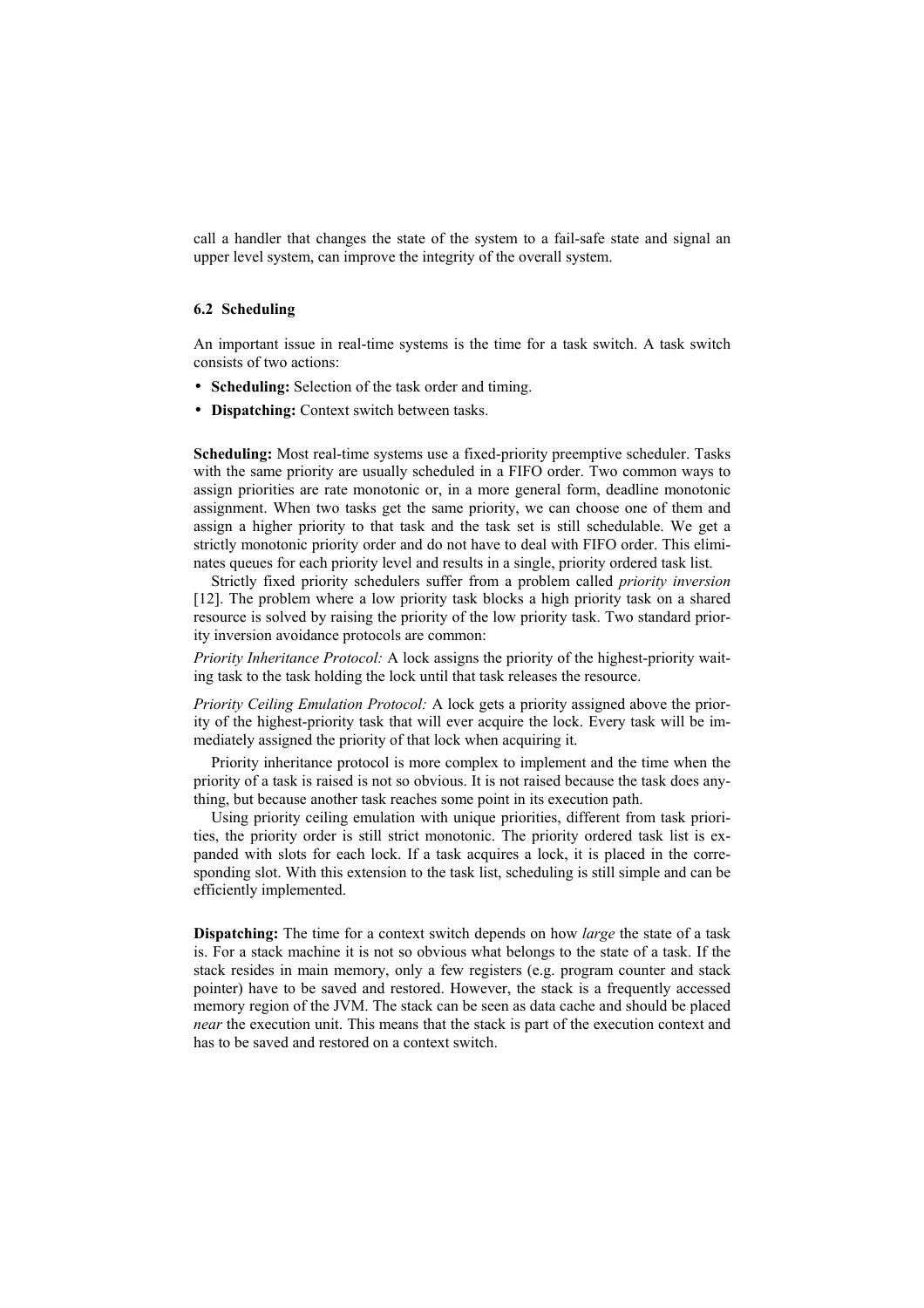call a handler that changes the state of the system to a fail-safe state and signal an upper level system, can improve the integrity of the overall system.

### 6.2 Scheduling

An important issue in real-time systems is the time for a task switch. A task switch consists of two actions:

- **Scheduling:** Selection of the task order and timing.
- **Dispatching:** Context switch between tasks.

**Scheduling:** Most real-time systems use a fixed-priority preemptive scheduler. Tasks with the same priority are usually scheduled in a FIFO order. Two common ways to assign priorities are rate monotonic or, in a more general form, deadline monotonic assignment. When two tasks get the same priority, we can choose one of them and assign a higher priority to that task and the task set is still schedulable. We get a strictly monotonic priority order and do not have to deal with FIFO order. This eliminates queues for each priority level and results in a single, priority ordered task list.

Strictly fixed priority schedulers suffer from a problem called *priority inversion* [12]. The problem where a low priority task blocks a high priority task on a shared resource is solved by raising the priority of the low priority task. Two standard priority inversion avoidance protocols are common:

*Priority Inheritance Protocol:* A lock assigns the priority of the highest-priority waiting task to the task holding the lock until that task releases the resource.

*Priority Ceiling Emulation Protocol:* A lock gets a priority assigned above the priority of the highest-priority task that will ever acquire the lock. Every task will be immediately assigned the priority of that lock when acquiring it.

Priority inheritance protocol is more complex to implement and the time when the priority of a task is raised is not so obvious. It is not raised because the task does anything, but because another task reaches some point in its execution path.

Using priority ceiling emulation with unique priorities, different from task priorities, the priority order is still strict monotonic. The priority ordered task list is expanded with slots for each lock. If a task acquires a lock, it is placed in the corresponding slot. With this extension to the task list, scheduling is still simple and can be efficiently implemented.

**Dispatching:** The time for a context switch depends on how *large* the state of a task is. For a stack machine it is not so obvious what belongs to the state of a task. If the stack resides in main memory, only a few registers (e.g. program counter and stack pointer) have to be saved and restored. However, the stack is a frequently accessed memory region of the JVM. The stack can be seen as data cache and should be placed *near* the execution unit. This means that the stack is part of the execution context and has to be saved and restored on a context switch.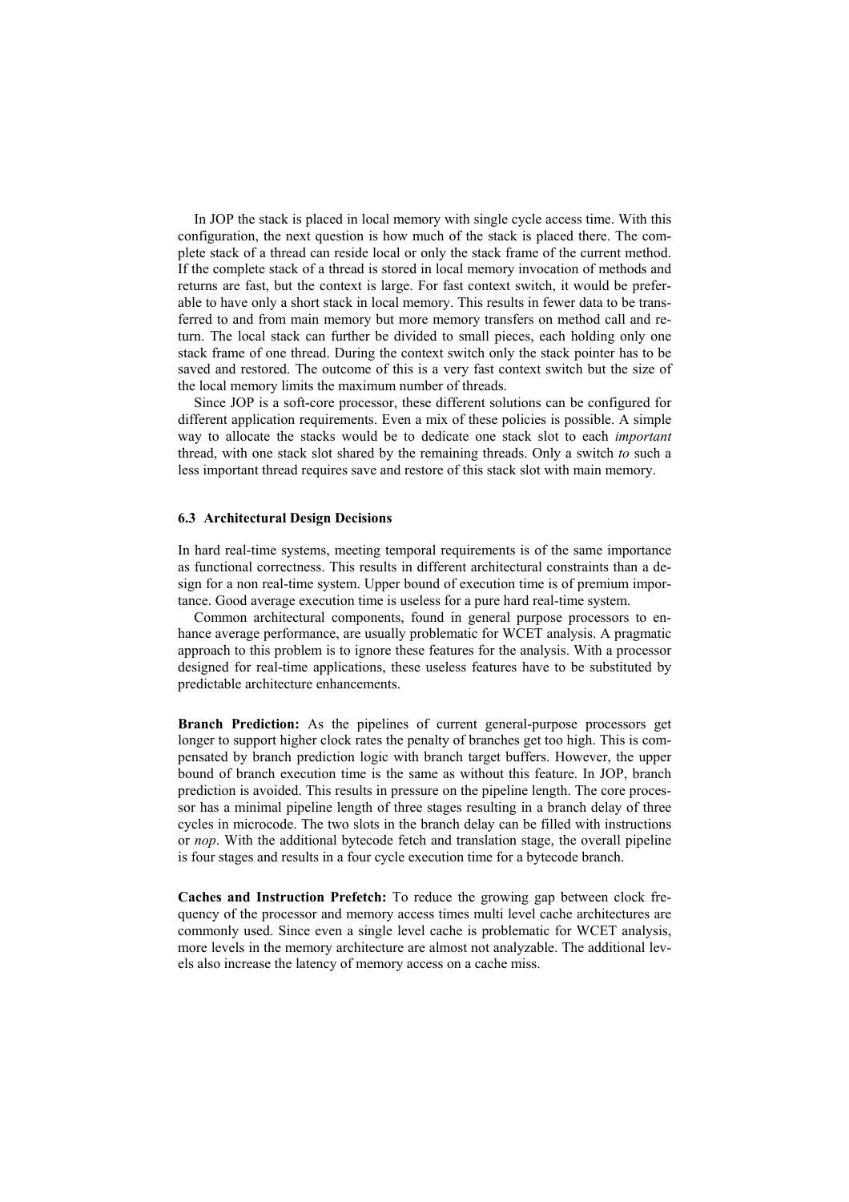In JOP the stack is placed in local memory with single cycle access time. With this configuration, the next question is how much of the stack is placed there. The complete stack of a thread can reside local or only the stack frame of the current method. If the complete stack of a thread is stored in local memory invocation of methods and returns are fast, but the context is large. For fast context switch, it would be preferable to have only a short stack in local memory. This results in fewer data to be transferred to and from main memory but more memory transfers on method call and return. The local stack can further be divided to small pieces, each holding only one stack frame of one thread. During the context switch only the stack pointer has to be saved and restored. The outcome of this is a very fast context switch but the size of the local memory limits the maximum number of threads.

Since JOP is a soft-core processor, these different solutions can be configured for different application requirements. Even a mix of these policies is possible. A simple way to allocate the stacks would be to dedicate one stack slot to each *important* thread, with one stack slot shared by the remaining threads. Only a switch *to* such a less important thread requires save and restore of this stack slot with main memory.

### 6.3 Architectural Design Decisions

In hard real-time systems, meeting temporal requirements is of the same importance as functional correctness. This results in different architectural constraints than a design for a non real-time system. Upper bound of execution time is of premium importance. Good average execution time is useless for a pure hard real-time system.

Common architectural components, found in general purpose processors to enhance average performance, are usually problematic for WCET analysis. A pragmatic approach to this problem is to ignore these features for the analysis. With a processor designed for real-time applications, these useless features have to be substituted by predictable architecture enhancements.

**Branch Prediction:** As the pipelines of current general-purpose processors get longer to support higher clock rates the penalty of branches get too high. This is compensated by branch prediction logic with branch target buffers. However, the upper bound of branch execution time is the same as without this feature. In JOP, branch prediction is avoided. This results in pressure on the pipeline length. The core processor has a minimal pipeline length of three stages resulting in a branch delay of three cycles in microcode. The two slots in the branch delay can be filled with instructions or *nop*. With the additional bytecode fetch and translation stage, the overall pipeline is four stages and results in a four cycle execution time for a bytecode branch.

**Caches and Instruction Prefetch:** To reduce the growing gap between clock frequency of the processor and memory access times multi level cache architectures are commonly used. Since even a single level cache is problematic for WCET analysis, more levels in the memory architecture are almost not analyzable. The additional levels also increase the latency of memory access on a cache miss.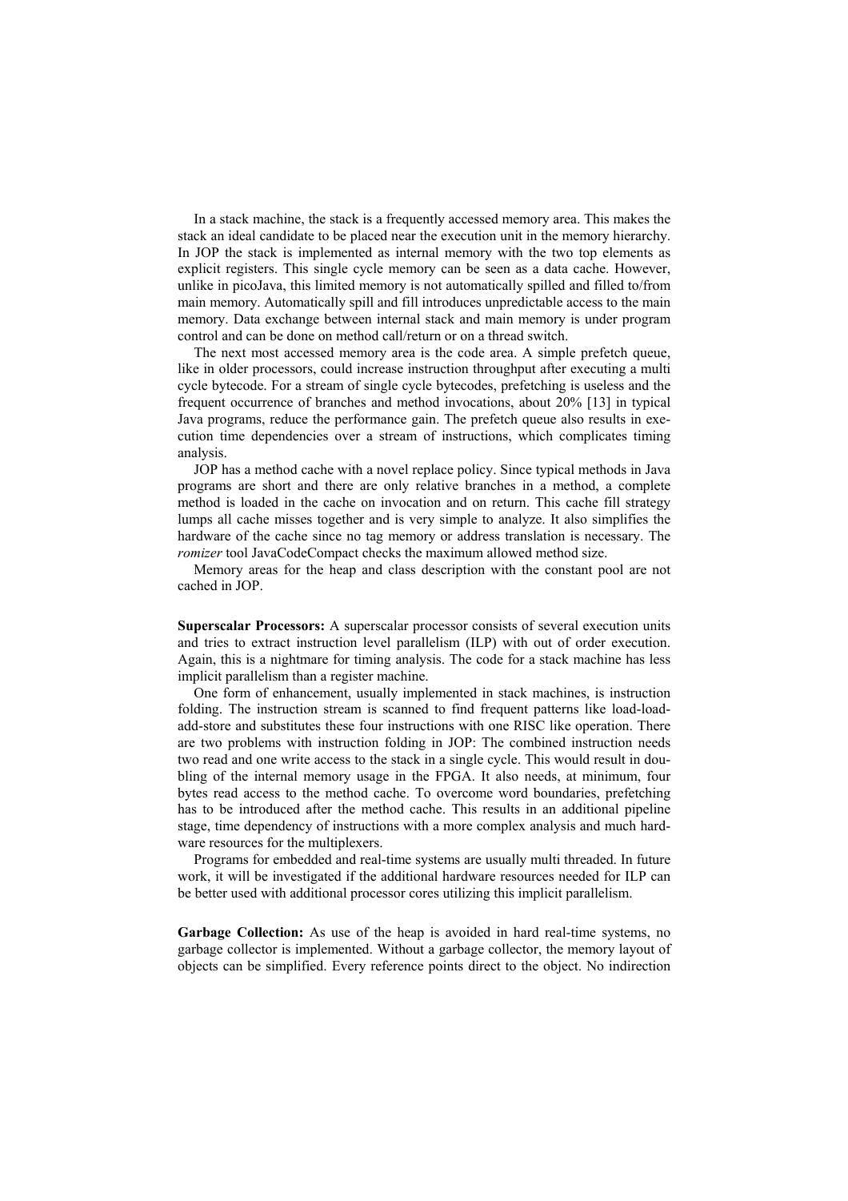In a stack machine, the stack is a frequently accessed memory area. This makes the stack an ideal candidate to be placed near the execution unit in the memory hierarchy. In JOP the stack is implemented as internal memory with the two top elements as explicit registers. This single cycle memory can be seen as a data cache. However, unlike in picoJava, this limited memory is not automatically spilled and filled to/from main memory. Automatically spill and fill introduces unpredictable access to the main memory. Data exchange between internal stack and main memory is under program control and can be done on method call/return or on a thread switch.

The next most accessed memory area is the code area. A simple prefetch queue, like in older processors, could increase instruction throughput after executing a multi cycle bytecode. For a stream of single cycle bytecodes, prefetching is useless and the frequent occurrence of branches and method invocations, about 20% [13] in typical Java programs, reduce the performance gain. The prefetch queue also results in execution time dependencies over a stream of instructions, which complicates timing analysis.

JOP has a method cache with a novel replace policy. Since typical methods in Java programs are short and there are only relative branches in a method, a complete method is loaded in the cache on invocation and on return. This cache fill strategy lumps all cache misses together and is very simple to analyze. It also simplifies the hardware of the cache since no tag memory or address translation is necessary. The *romizer* tool JavaCodeCompact checks the maximum allowed method size.

Memory areas for the heap and class description with the constant pool are not cached in JOP.

**Superscalar Processors:** A superscalar processor consists of several execution units and tries to extract instruction level parallelism (ILP) with out of order execution. Again, this is a nightmare for timing analysis. The code for a stack machine has less implicit parallelism than a register machine.

One form of enhancement, usually implemented in stack machines, is instruction folding. The instruction stream is scanned to find frequent patterns like load-load-add-store and substitutes these four instructions with one RISC like operation. There are two problems with instruction folding in JOP: The combined instruction needs two read and one write access to the stack in a single cycle. This would result in doubling of the internal memory usage in the FPGA. It also needs, at minimum, four bytes read access to the method cache. To overcome word boundaries, prefetching has to be introduced after the method cache. This results in an additional pipeline stage, time dependency of instructions with a more complex analysis and much hardware resources for the multiplexers.

Programs for embedded and real-time systems are usually multi threaded. In future work, it will be investigated if the additional hardware resources needed for ILP can be better used with additional processor cores utilizing this implicit parallelism.

**Garbage Collection:** As use of the heap is avoided in hard real-time systems, no garbage collector is implemented. Without a garbage collector, the memory layout of objects can be simplified. Every reference points direct to the object. No indirection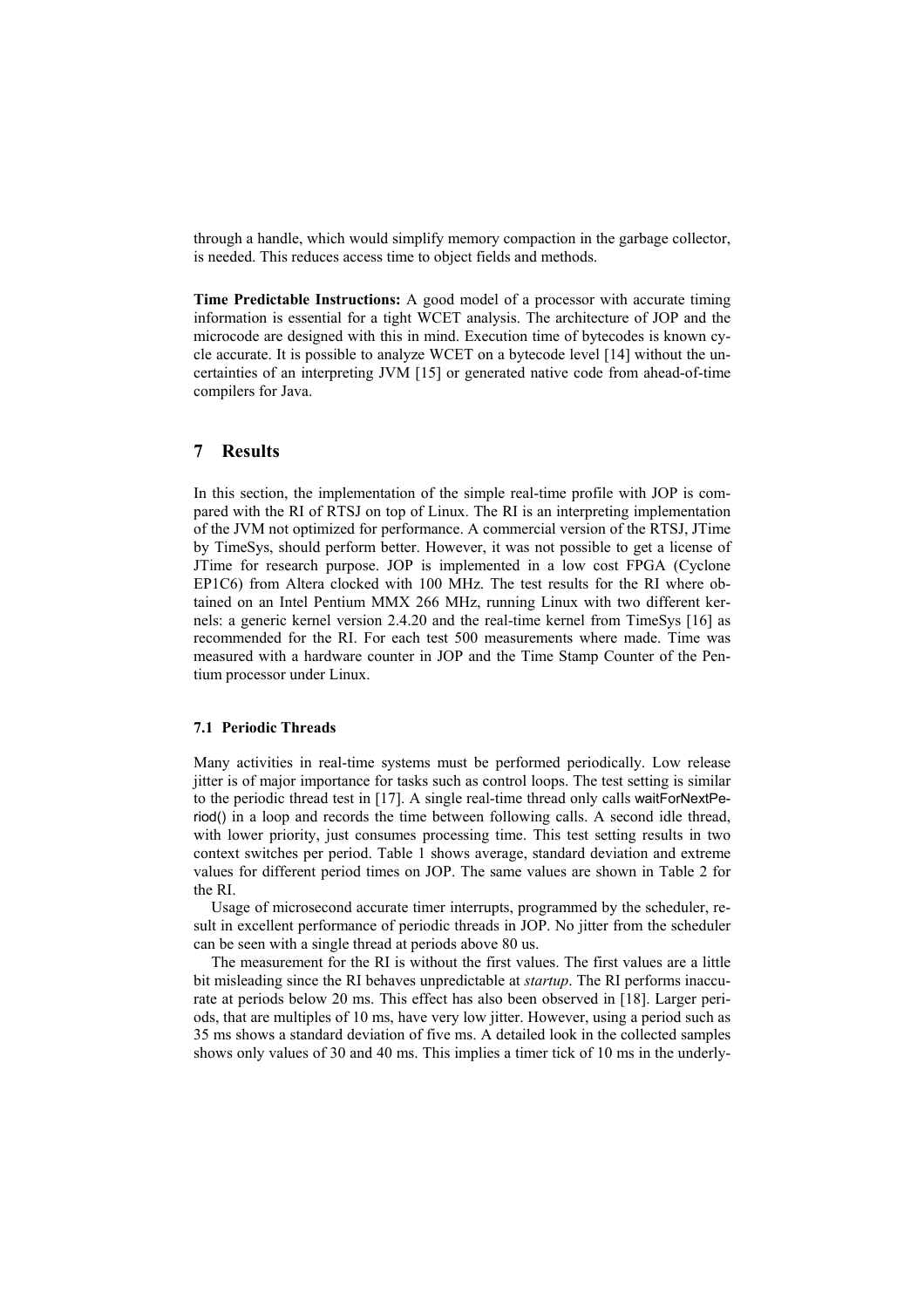through a handle, which would simplify memory compaction in the garbage collector, is needed. This reduces access time to object fields and methods.

**Time Predictable Instructions:** A good model of a processor with accurate timing information is essential for a tight WCET analysis. The architecture of JOP and the microcode are designed with this in mind. Execution time of bytecodes is known cycle accurate. It is possible to analyze WCET on a bytecode level [14] without the uncertainties of an interpreting JVM [15] or generated native code from ahead-of-time compilers for Java.

## 7 Results

In this section, the implementation of the simple real-time profile with JOP is compared with the RI of RTSJ on top of Linux. The RI is an interpreting implementation of the JVM not optimized for performance. A commercial version of the RTSJ, JTime by TimeSys, should perform better. However, it was not possible to get a license of JTime for research purpose. JOP is implemented in a low cost FPGA (Cyclone EP1C6) from Altera clocked with 100 MHz. The test results for the RI where obtained on an Intel Pentium MMX 266 MHz, running Linux with two different kernels: a generic kernel version 2.4.20 and the real-time kernel from TimeSys [16] as recommended for the RI. For each test 500 measurements where made. Time was measured with a hardware counter in JOP and the Time Stamp Counter of the Pentium processor under Linux.

### 7.1 Periodic Threads

Many activities in real-time systems must be performed periodically. Low release jitter is of major importance for tasks such as control loops. The test setting is similar to the periodic thread test in [17]. A single real-time thread only calls waitForNextPeriod() in a loop and records the time between following calls. A second idle thread, with lower priority, just consumes processing time. This test setting results in two context switches per period. Table 1 shows average, standard deviation and extreme values for different period times on JOP. The same values are shown in Table 2 for the RI.

Usage of microsecond accurate timer interrupts, programmed by the scheduler, result in excellent performance of periodic threads in JOP. No jitter from the scheduler can be seen with a single thread at periods above 80 us.

The measurement for the RI is without the first values. The first values are a little bit misleading since the RI behaves unpredictable at *startup*. The RI performs inaccurate at periods below 20 ms. This effect has also been observed in [18]. Larger periods, that are multiples of 10 ms, have very low jitter. However, using a period such as 35 ms shows a standard deviation of five ms. A detailed look in the collected samples shows only values of 30 and 40 ms. This implies a timer tick of 10 ms in the underly-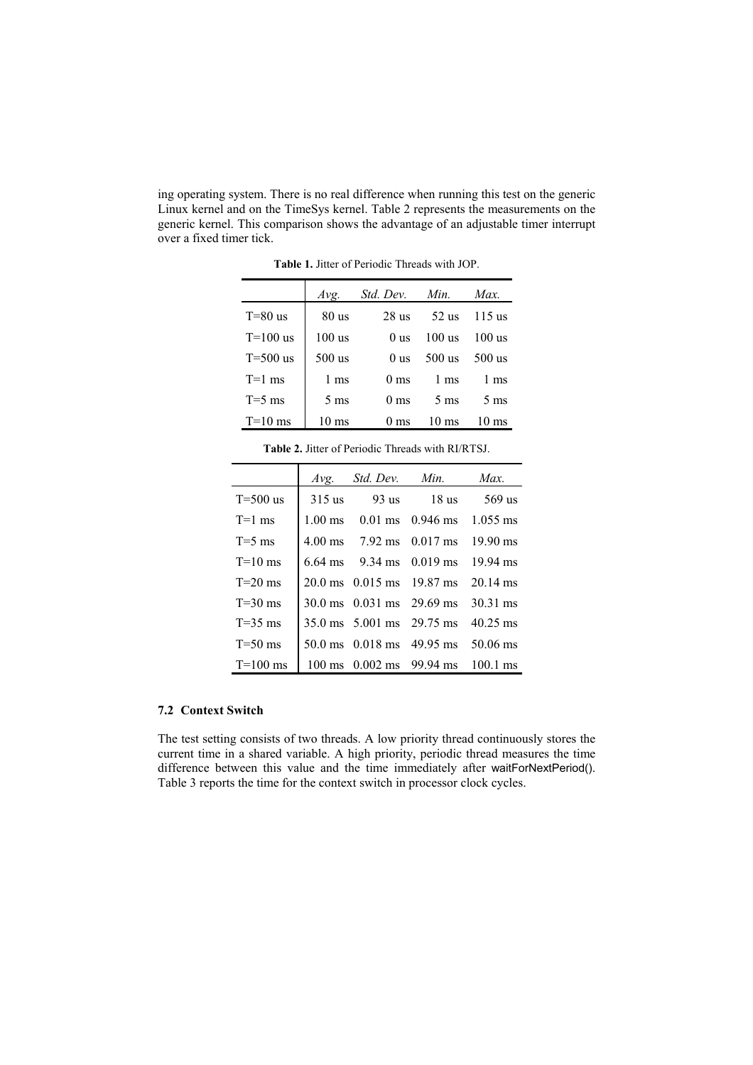ing operating system. There is no real difference when running this test on the generic Linux kernel and on the TimeSys kernel. Table 2 represents the measurements on the generic kernel. This comparison shows the advantage of an adjustable timer interrupt over a fixed timer tick.

**Table 1.** Jitter of Periodic Threads with JOP.

| | *Avg.* | *Std. Dev.* | *Min.* | *Max.* |
|---|---|---|---|---|
| T=80 us | 80 us | 28 us | 52 us | 115 us |
| T=100 us | 100 us | 0 us | 100 us | 100 us |
| T=500 us | 500 us | 0 us | 500 us | 500 us |
| T=1 ms | 1 ms | 0 ms | 1 ms | 1 ms |
| T=5 ms | 5 ms | 0 ms | 5 ms | 5 ms |
| T=10 ms | 10 ms | 0 ms | 10 ms | 10 ms |

**Table 2.** Jitter of Periodic Threads with RI/RTSJ.

| | *Avg.* | *Std. Dev.* | *Min.* | *Max.* |
|---|---|---|---|---|
| T=500 us | 315 us | 93 us | 18 us | 569 us |
| T=1 ms | 1.00 ms | 0.01 ms | 0.946 ms | 1.055 ms |
| T=5 ms | 4.00 ms | 7.92 ms | 0.017 ms | 19.90 ms |
| T=10 ms | 6.64 ms | 9.34 ms | 0.019 ms | 19.94 ms |
| T=20 ms | 20.0 ms | 0.015 ms | 19.87 ms | 20.14 ms |
| T=30 ms | 30.0 ms | 0.031 ms | 29.69 ms | 30.31 ms |
| T=35 ms | 35.0 ms | 5.001 ms | 29.75 ms | 40.25 ms |
| T=50 ms | 50.0 ms | 0.018 ms | 49.95 ms | 50.06 ms |
| T=100 ms | 100 ms | 0.002 ms | 99.94 ms | 100.1 ms |

### 7.2 Context Switch

The test setting consists of two threads. A low priority thread continuously stores the current time in a shared variable. A high priority, periodic thread measures the time difference between this value and the time immediately after `waitForNextPeriod()`. Table 3 reports the time for the context switch in processor clock cycles.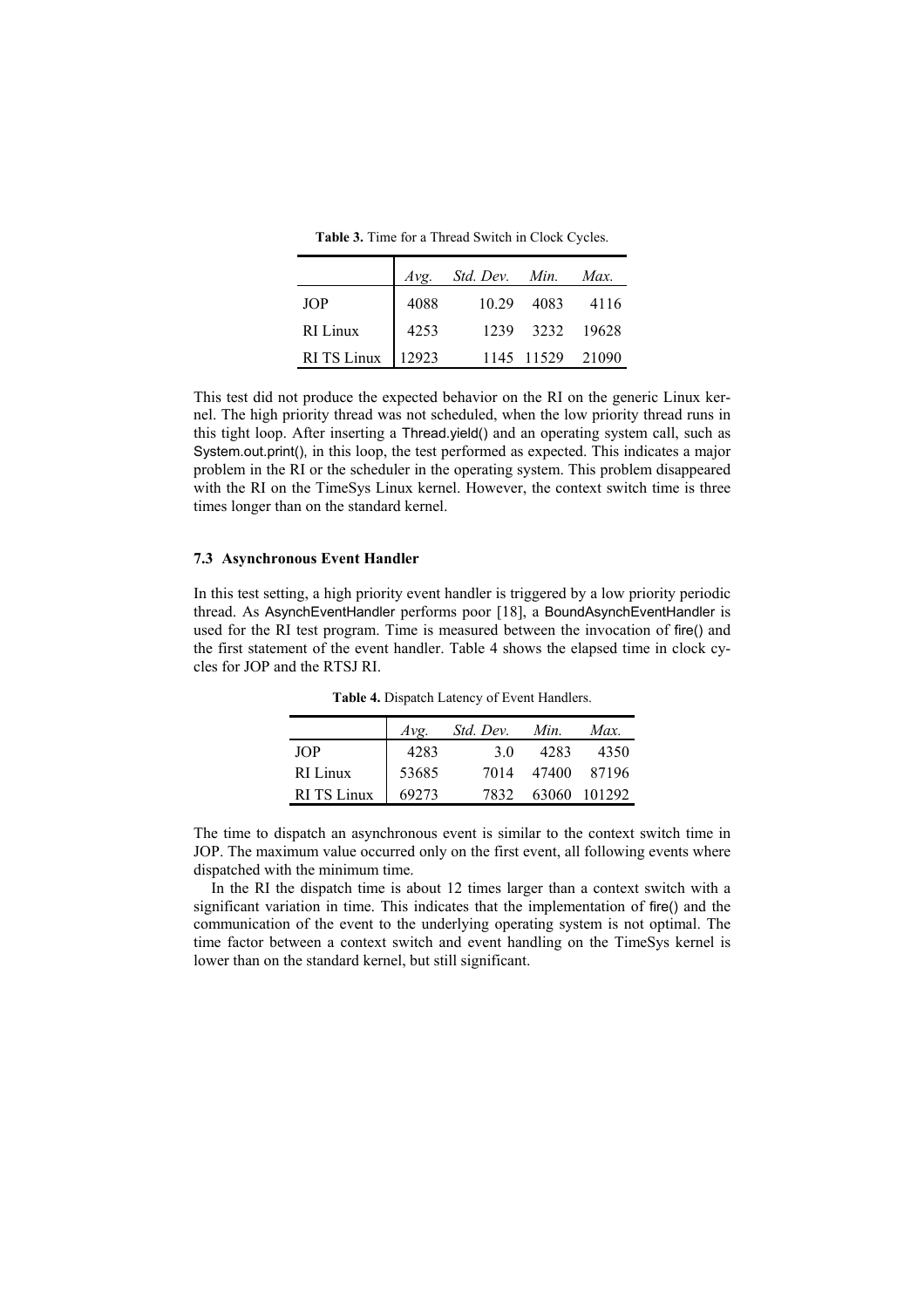**Table 3.** Time for a Thread Switch in Clock Cycles.

| | *Avg.* | *Std. Dev.* | *Min.* | *Max.* |
|---|---|---|---|---|
| JOP | 4088 | 10.29 | 4083 | 4116 |
| RI Linux | 4253 | 1239 | 3232 | 19628 |
| RI TS Linux | 12923 | 1145 | 11529 | 21090 |

This test did not produce the expected behavior on the RI on the generic Linux kernel. The high priority thread was not scheduled, when the low priority thread runs in this tight loop. After inserting a Thread.yield() and an operating system call, such as System.out.print(), in this loop, the test performed as expected. This indicates a major problem in the RI or the scheduler in the operating system. This problem disappeared with the RI on the TimeSys Linux kernel. However, the context switch time is three times longer than on the standard kernel.

### 7.3 Asynchronous Event Handler

In this test setting, a high priority event handler is triggered by a low priority periodic thread. As AsynchEventHandler performs poor [18], a BoundAsynchEventHandler is used for the RI test program. Time is measured between the invocation of fire() and the first statement of the event handler. Table 4 shows the elapsed time in clock cycles for JOP and the RTSJ RI.

**Table 4.** Dispatch Latency of Event Handlers.

| | *Avg.* | *Std. Dev.* | *Min.* | *Max.* |
|---|---|---|---|---|
| JOP | 4283 | 3.0 | 4283 | 4350 |
| RI Linux | 53685 | 7014 | 47400 | 87196 |
| RI TS Linux | 69273 | 7832 | 63060 | 101292 |

The time to dispatch an asynchronous event is similar to the context switch time in JOP. The maximum value occurred only on the first event, all following events where dispatched with the minimum time.

In the RI the dispatch time is about 12 times larger than a context switch with a significant variation in time. This indicates that the implementation of fire() and the communication of the event to the underlying operating system is not optimal. The time factor between a context switch and event handling on the TimeSys kernel is lower than on the standard kernel, but still significant.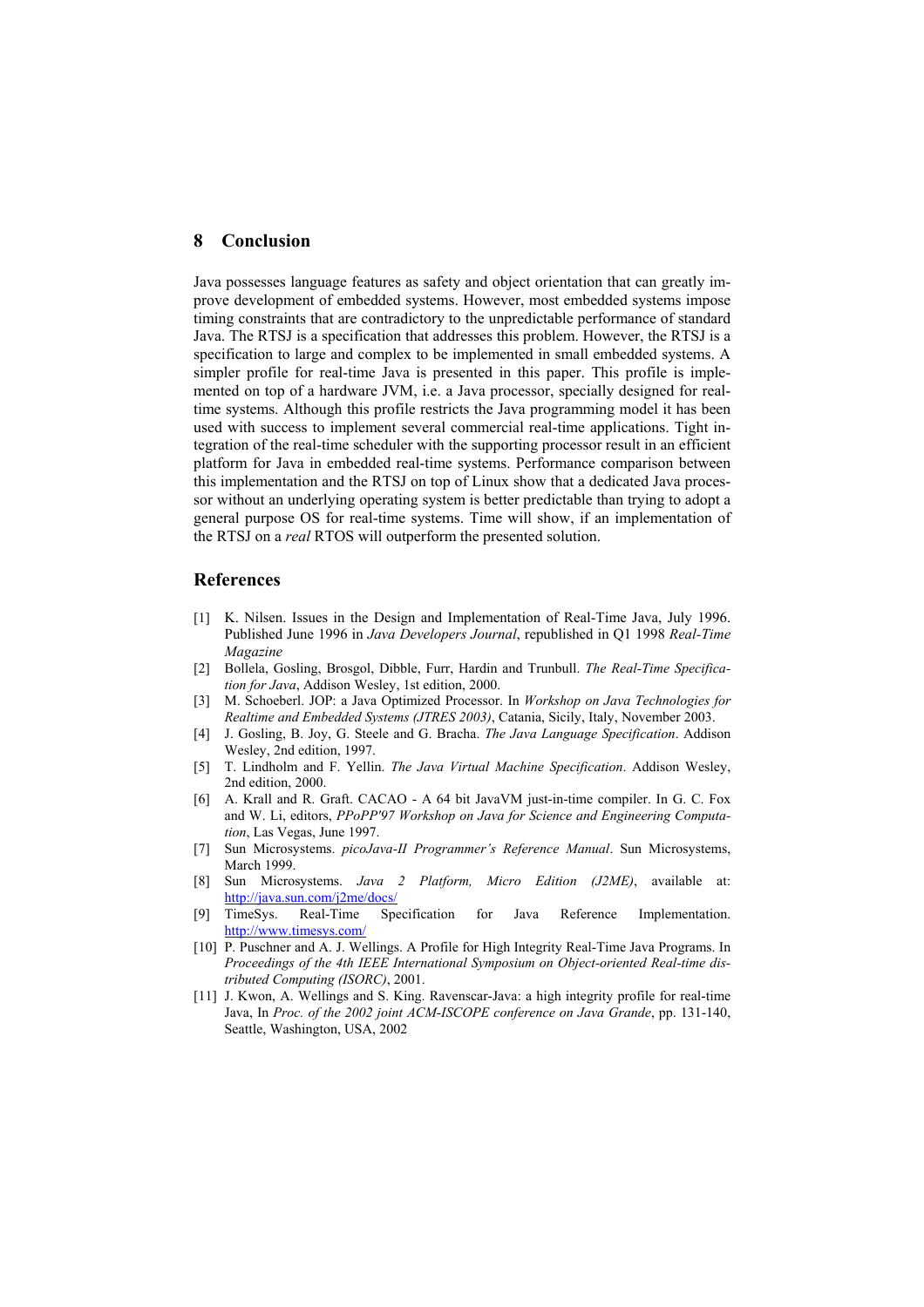## 8 Conclusion

Java possesses language features as safety and object orientation that can greatly improve development of embedded systems. However, most embedded systems impose timing constraints that are contradictory to the unpredictable performance of standard Java. The RTSJ is a specification that addresses this problem. However, the RTSJ is a specification to large and complex to be implemented in small embedded systems. A simpler profile for real-time Java is presented in this paper. This profile is implemented on top of a hardware JVM, i.e. a Java processor, specially designed for real-time systems. Although this profile restricts the Java programming model it has been used with success to implement several commercial real-time applications. Tight integration of the real-time scheduler with the supporting processor result in an efficient platform for Java in embedded real-time systems. Performance comparison between this implementation and the RTSJ on top of Linux show that a dedicated Java processor without an underlying operating system is better predictable than trying to adopt a general purpose OS for real-time systems. Time will show, if an implementation of the RTSJ on a *real* RTOS will outperform the presented solution.

## References

[1] K. Nilsen. Issues in the Design and Implementation of Real-Time Java, July 1996. Published June 1996 in *Java Developers Journal*, republished in Q1 1998 *Real-Time Magazine*

[2] Bollela, Gosling, Brosgol, Dibble, Furr, Hardin and Trunbull. *The Real-Time Specification for Java*, Addison Wesley, 1st edition, 2000.

[3] M. Schoeberl. JOP: a Java Optimized Processor. In *Workshop on Java Technologies for Realtime and Embedded Systems (JTRES 2003)*, Catania, Sicily, Italy, November 2003.

[4] J. Gosling, B. Joy, G. Steele and G. Bracha. *The Java Language Specification*. Addison Wesley, 2nd edition, 1997.

[5] T. Lindholm and F. Yellin. *The Java Virtual Machine Specification*. Addison Wesley, 2nd edition, 2000.

[6] A. Krall and R. Graft. CACAO - A 64 bit JavaVM just-in-time compiler. In G. C. Fox and W. Li, editors, *PPoPP'97 Workshop on Java for Science and Engineering Computation*, Las Vegas, June 1997.

[7] Sun Microsystems. *picoJava-II Programmer's Reference Manual*. Sun Microsystems, March 1999.

[8] Sun Microsystems. *Java 2 Platform, Micro Edition (J2ME)*, available at: http://java.sun.com/j2me/docs/

[9] TimeSys. Real-Time Specification for Java Reference Implementation. http://www.timesys.com/

[10] P. Puschner and A. J. Wellings. A Profile for High Integrity Real-Time Java Programs. In *Proceedings of the 4th IEEE International Symposium on Object-oriented Real-time distributed Computing (ISORC)*, 2001.

[11] J. Kwon, A. Wellings and S. King. Ravenscar-Java: a high integrity profile for real-time Java, In *Proc. of the 2002 joint ACM-ISCOPE conference on Java Grande*, pp. 131-140, Seattle, Washington, USA, 2002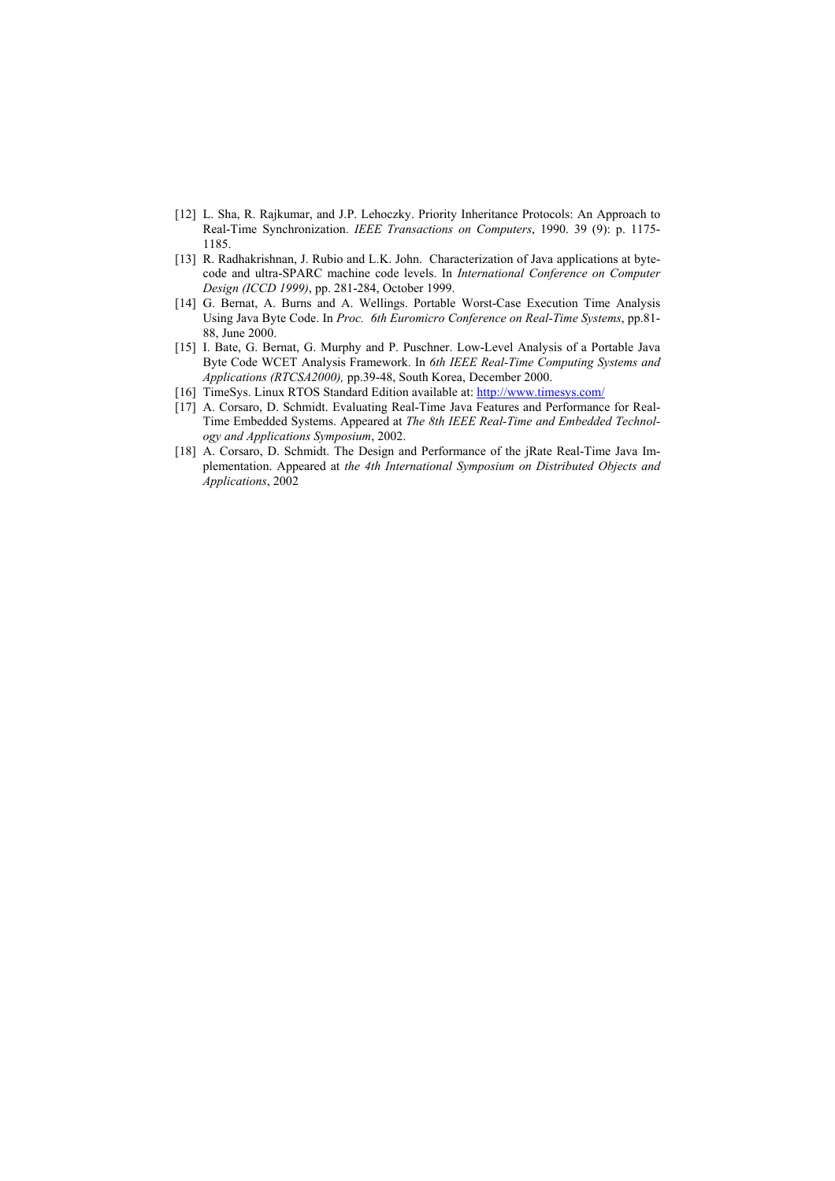[12] L. Sha, R. Rajkumar, and J.P. Lehoczky. Priority Inheritance Protocols: An Approach to Real-Time Synchronization. *IEEE Transactions on Computers*, 1990. 39 (9): p. 1175-1185.

[13] R. Radhakrishnan, J. Rubio and L.K. John. Characterization of Java applications at byte-code and ultra-SPARC machine code levels. In *International Conference on Computer Design (ICCD 1999)*, pp. 281-284, October 1999.

[14] G. Bernat, A. Burns and A. Wellings. Portable Worst-Case Execution Time Analysis Using Java Byte Code. In *Proc. 6th Euromicro Conference on Real-Time Systems*, pp.81-88, June 2000.

[15] I. Bate, G. Bernat, G. Murphy and P. Puschner. Low-Level Analysis of a Portable Java Byte Code WCET Analysis Framework. In *6th IEEE Real-Time Computing Systems and Applications (RTCSA2000),* pp.39-48, South Korea, December 2000.

[16] TimeSys. Linux RTOS Standard Edition available at: http://www.timesys.com/

[17] A. Corsaro, D. Schmidt. Evaluating Real-Time Java Features and Performance for Real-Time Embedded Systems. Appeared at *The 8th IEEE Real-Time and Embedded Technology and Applications Symposium*, 2002.

[18] A. Corsaro, D. Schmidt. The Design and Performance of the jRate Real-Time Java Implementation. Appeared at *the 4th International Symposium on Distributed Objects and Applications*, 2002